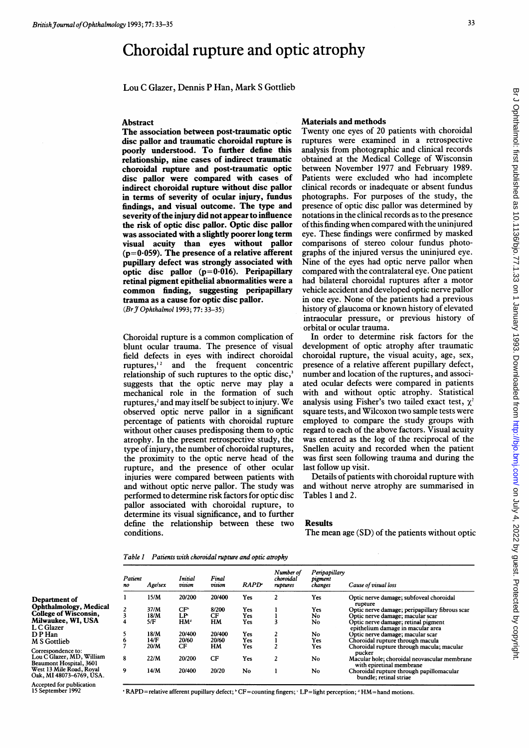# Choroidal rupture and optic atrophy

Lou C Glazer, Dennis P Han, Mark S Gottlieb

Department of Ophthalmology, Medical College of Wisconsin, Milwaukee, WI, USA
L C Glazer
D P Han
M S Gottlieb

Correspondence to: Lou C Glazer, MD, William Beaumont Hospital, 3601 West 13 Mile Road, Royal Oak, MI 48073-6769, USA.

Accepted for publication 15 September 1992

## Abstract

**The association between post-traumatic optic disc pallor and traumatic choroidal rupture is poorly understood. To further define this relationship, nine cases of indirect traumatic choroidal rupture and post-traumatic optic disc pallor were compared with cases of indirect choroidal rupture without disc pallor in terms of severity of ocular injury, fundus findings, and visual outcome. The type and severity of the injury did not appear to influence the risk of optic disc pallor. Optic disc pallor was associated with a slightly poorer long term visual acuity than eyes without pallor (p=0·059). The presence of a relative afferent pupillary defect was strongly associated with optic disc pallor (p=0·016). Peripapillary retinal pigment epithelial abnormalities were a common finding, suggesting peripapillary trauma as a cause for optic disc pallor.**

(*Br J Ophthalmol* 1993; 77: 33–35)

Choroidal rupture is a common complication of blunt ocular trauma. The presence of visual field defects in eyes with indirect choroidal ruptures,[1,2] and the frequent concentric relationship of such ruptures to the optic disc,[3] suggests that the optic nerve may play a mechanical role in the formation of such ruptures,[2] and may itself be subject to injury. We observed optic nerve pallor in a significant percentage of patients with choroidal rupture without other causes predisposing them to optic atrophy. In the present retrospective study, the type of injury, the number of choroidal ruptures, the proximity to the optic nerve head of the rupture, and the presence of other ocular injuries were compared between patients with and without optic nerve pallor. The study was performed to determine risk factors for optic disc pallor associated with choroidal rupture, to determine its visual significance, and to further define the relationship between these two conditions.

## Materials and methods

Twenty one eyes of 20 patients with choroidal ruptures were examined in a retrospective analysis from photographic and clinical records obtained at the Medical College of Wisconsin between November 1977 and February 1989. Patients were excluded who had incomplete clinical records or inadequate or absent fundus photographs. For purposes of the study, the presence of optic disc pallor was determined by notations in the clinical records as to the presence of this finding when compared with the uninjured eye. These findings were confirmed by masked comparisons of stereo colour fundus photographs of the injured versus the uninjured eye. Nine of the eyes had optic nerve pallor when compared with the contralateral eye. One patient had bilateral choroidal ruptures after a motor vehicle accident and developed optic nerve pallor in one eye. None of the patients had a previous history of glaucoma or known history of elevated intraocular pressure, or previous history of orbital or ocular trauma.

In order to determine risk factors for the development of optic atrophy after traumatic choroidal rupture, the visual acuity, age, sex, presence of a relative afferent pupillary defect, number and location of the ruptures, and associated ocular defects were compared in patients with and without optic atrophy. Statistical analysis using Fisher's two tailed exact test, $\chi^2$ square tests, and Wilcoxon two sample tests were employed to compare the study groups with regard to each of the above factors. Visual acuity was entered as the log of the reciprocal of the Snellen acuity and recorded when the patient was first seen following trauma and during the last follow up visit.

Details of patients with choroidal rupture with and without nerve atrophy are summarised in Tables 1 and 2.

## Results

The mean age (SD) of the patients without optic

*Table 1 Patients with choroidal rupture and optic atrophy*

| Patient no | Age/sex | Initial vision | Final vision | RAPD[a] | Number of choroidal ruptures | Peripapillary pigment changes | Cause of visual loss |
|---|---|---|---|---|---|---|---|
| 1 | 15/M | 20/200 | 20/400 | Yes | 2 | Yes | Optic nerve damage; subfoveal choroidal rupture |
| 2 | 37/M | CF[b] | 8/200 | Yes | 1 | Yes | Optic nerve damage; peripapillary fibrous scar |
| 3 | 18/M | LP[c] | CF | Yes | 1 | No | Optic nerve damage; macular scar |
| 4 | 5/F | HM[d] | HM | Yes | 3 | No | Optic nerve damage; retinal pigment epithelium damage in macular area |
| 5 | 18/M | 20/400 | 20/400 | Yes | 2 | No | Optic nerve damage; macular scar |
| 6 | 14/F | 20/60 | 20/60 | Yes | 1 | Yes | Choroidal rupture through macula |
| 7 | 20/M | CF | HM | Yes | 2 | Yes | Choroidal rupture through macula; macular pucker |
| 8 | 22/M | 20/200 | CF | Yes | 2 | No | Macular hole; choroidal neovascular membrane with epiretinal membrane |
| 9 | 14/M | 20/400 | 20/20 | No | 1 | No | Choroidal rupture through papillomacular bundle; retinal striae |

[a] RAPD=relative afferent pupillary defect; [b] CF=counting fingers; [c] LP=light perception; [d] HM=hand motions.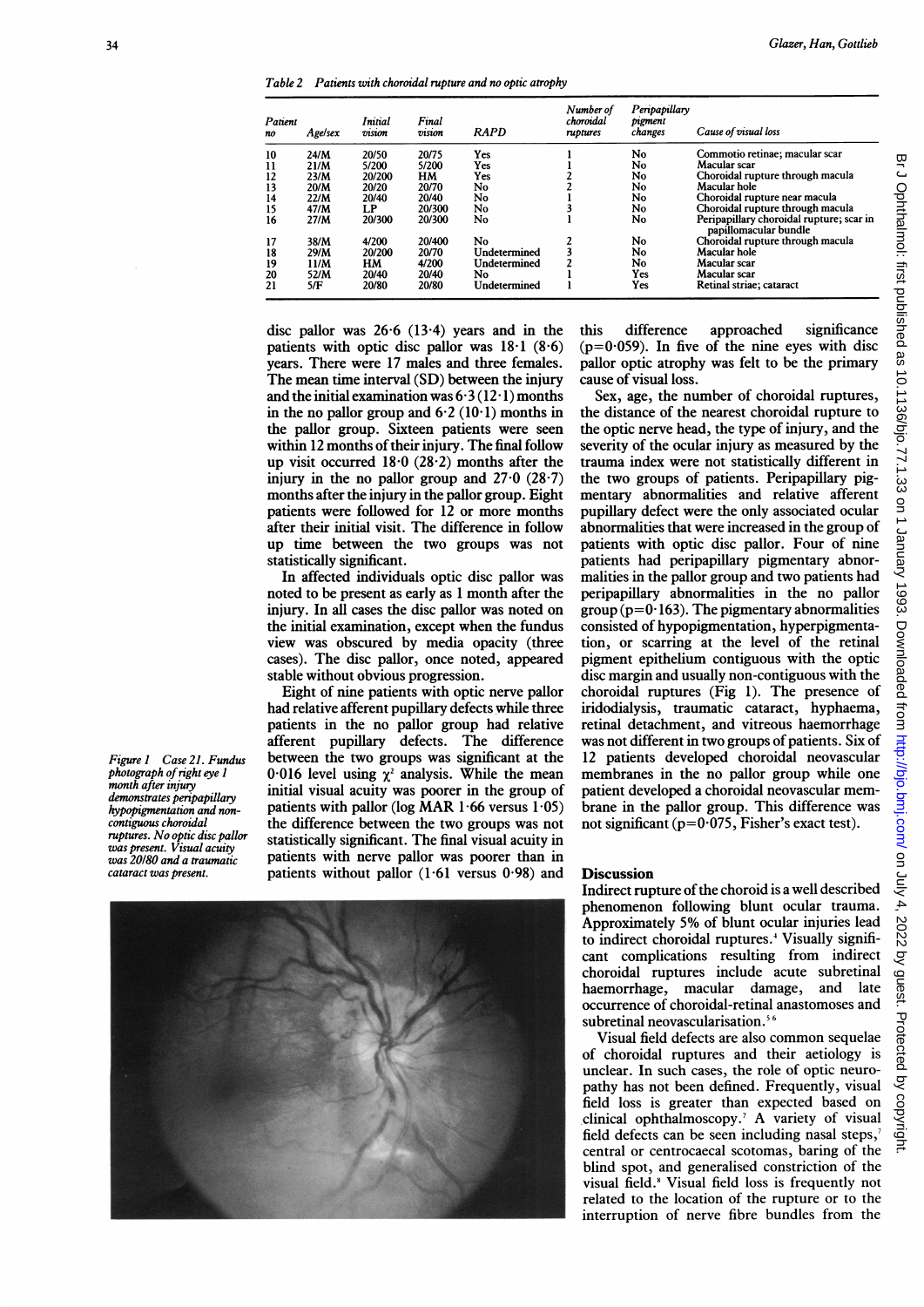Table 2 Patients with choroidal rupture and no optic atrophy

| Patient no | Age/sex | Initial vision | Final vision | RAPD | Number of choroidal ruptures | Peripapillary pigment changes | Cause of visual loss |
|---|---|---|---|---|---|---|---|
| 10 | 24/M | 20/50 | 20/75 | Yes | 1 | No | Commotio retinae; macular scar |
| 11 | 21/M | 5/200 | 5/200 | Yes | 1 | No | Macular scar |
| 12 | 23/M | 20/200 | HM | Yes | 2 | No | Choroidal rupture through macula |
| 13 | 20/M | 20/20 | 20/70 | No | 2 | No | Macular hole |
| 14 | 22/M | 20/40 | 20/40 | No | 1 | No | Choroidal rupture near macula |
| 15 | 47/M | LP | 20/300 | No | 3 | No | Choroidal rupture through macula |
| 16 | 27/M | 20/300 | 20/300 | No | 1 | No | Peripapillary choroidal rupture; scar in papillomacular bundle |
| 17 | 38/M | 4/200 | 20/400 | No | 2 | No | Choroidal rupture through macula |
| 18 | 29/M | 20/200 | 20/70 | Undetermined | 3 | No | Macular hole |
| 19 | 11/M | HM | 4/200 | Undetermined | 2 | No | Macular scar |
| 20 | 52/M | 20/40 | 20/40 | No | 1 | Yes | Macular scar |
| 21 | 5/F | 20/80 | 20/80 | Undetermined | 1 | Yes | Retinal striae; cataract |

disc pallor was 26·6 (13·4) years and in the patients with optic disc pallor was 18·1 (8·6) years. There were 17 males and three females. The mean time interval (SD) between the injury and the initial examination was 6·3 (12·1) months in the no pallor group and 6·2 (10·1) months in the pallor group. Sixteen patients were seen within 12 months of their injury. The final follow up visit occurred 18·0 (28·2) months after the injury in the no pallor group and 27·0 (28·7) months after the injury in the pallor group. Eight patients were followed for 12 or more months after their initial visit. The difference in follow up time between the two groups was not statistically significant.

In affected individuals optic disc pallor was noted to be present as early as 1 month after the injury. In all cases the disc pallor was noted on the initial examination, except when the fundus view was obscured by media opacity (three cases). The disc pallor, once noted, appeared stable without obvious progression.

Eight of nine patients with optic nerve pallor had relative afferent pupillary defects while three patients in the no pallor group had relative afferent pupillary defects. The difference between the two groups was significant at the 0·016 level using $\chi^2$ analysis. While the mean initial visual acuity was poorer in the group of patients with pallor (log MAR 1·66 versus 1·05) the difference between the two groups was not statistically significant. The final visual acuity in patients with nerve pallor was poorer than in patients without pallor (1·61 versus 0·98) and this difference approached significance ($p=0·059$). In five of the nine eyes with disc pallor optic atrophy was felt to be the primary cause of visual loss.

Sex, age, the number of choroidal ruptures, the distance of the nearest choroidal rupture to the optic nerve head, the type of injury, and the severity of the ocular injury as measured by the trauma index were not statistically different in the two groups of patients. Peripapillary pigmentary abnormalities and relative afferent pupillary defect were the only associated ocular abnormalities that were increased in the group of patients with optic disc pallor. Four of nine patients had peripapillary pigmentary abnormalities in the pallor group and two patients had peripapillary abnormalities in the no pallor group ($p=0·163$). The pigmentary abnormalities consisted of hypopigmentation, hyperpigmentation, or scarring at the level of the retinal pigment epithelium contiguous with the optic disc margin and usually non-contiguous with the choroidal ruptures (Fig 1). The presence of iridodialysis, traumatic cataract, hyphaema, retinal detachment, and vitreous haemorrhage was not different in two groups of patients. Six of 12 patients developed choroidal neovascular membranes in the no pallor group while one patient developed a choroidal neovascular membrane in the pallor group. This difference was not significant ($p=0·075$, Fisher's exact test).

Figure 1 Case 21. Fundus photograph of right eye 1 month after injury demonstrates peripapillary hypopigmentation and non-contiguous choroidal ruptures. No optic disc pallor was present. Visual acuity was 20/80 and a traumatic cataract was present.

## Discussion

Indirect rupture of the choroid is a well described phenomenon following blunt ocular trauma. Approximately 5% of blunt ocular injuries lead to indirect choroidal ruptures.[4] Visually significant complications resulting from indirect choroidal ruptures include acute subretinal haemorrhage, macular damage, and late occurrence of choroidal-retinal anastomoses and subretinal neovascularisation.[5,6]

Visual field defects are also common sequelae of choroidal ruptures and their aetiology is unclear. In such cases, the role of optic neuropathy has not been defined. Frequently, visual field loss is greater than expected based on clinical ophthalmoscopy.[7] A variety of visual field defects can be seen including nasal steps,[7] central or centrocaecal scotomas, baring of the blind spot, and generalised constriction of the visual field.[8] Visual field loss is frequently not related to the location of the rupture or to the interruption of nerve fibre bundles from the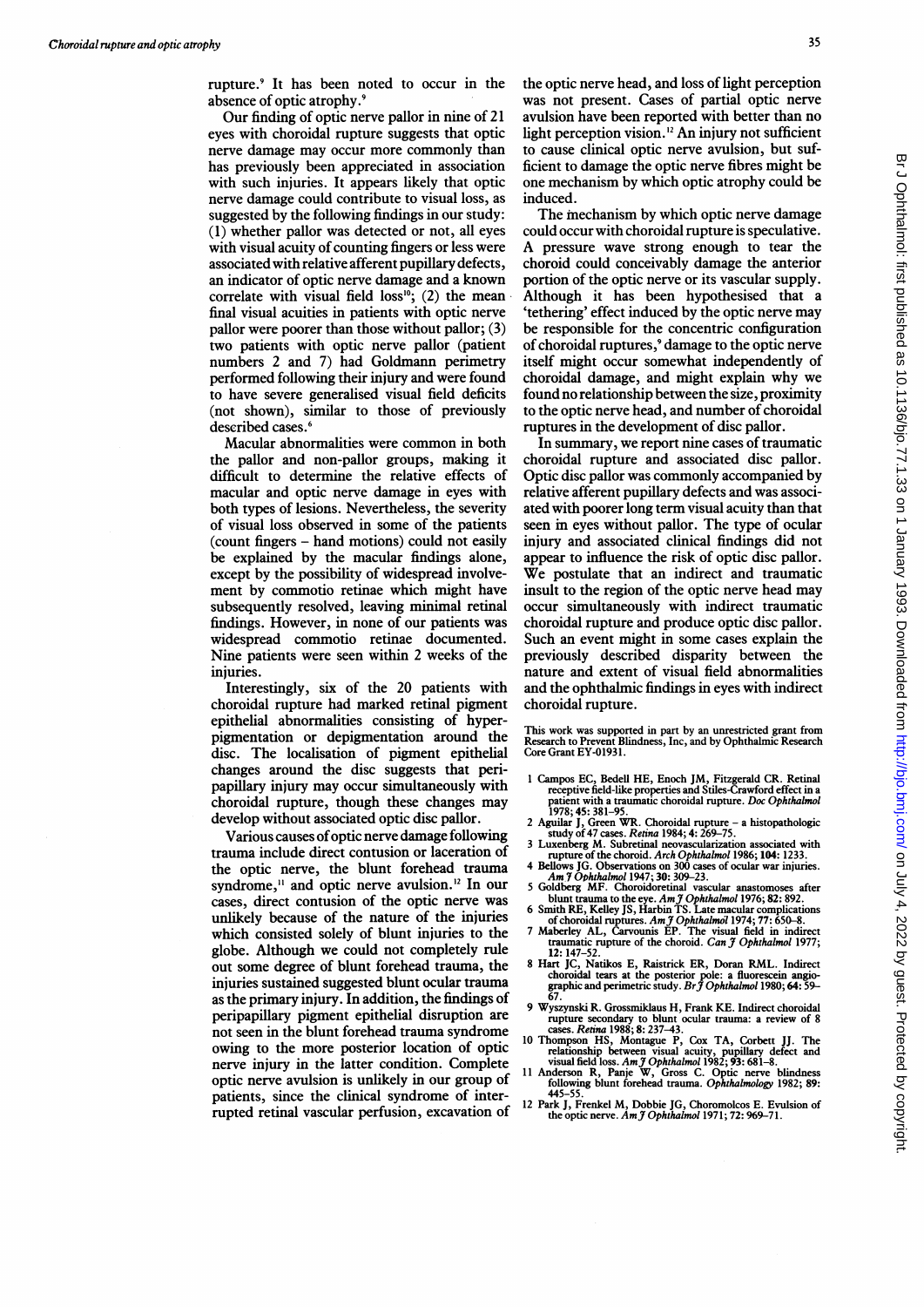rupture.[9] It has been noted to occur in the absence of optic atrophy.[9]

Our finding of optic nerve pallor in nine of 21 eyes with choroidal rupture suggests that optic nerve damage may occur more commonly than has previously been appreciated in association with such injuries. It appears likely that optic nerve damage could contribute to visual loss, as suggested by the following findings in our study: (1) whether pallor was detected or not, all eyes with visual acuity of counting fingers or less were associated with relative afferent pupillary defects, an indicator of optic nerve damage and a known correlate with visual field loss[10]; (2) the mean final visual acuities in patients with optic nerve pallor were poorer than those without pallor; (3) two patients with optic nerve pallor (patient numbers 2 and 7) had Goldmann perimetry performed following their injury and were found to have severe generalised visual field deficits (not shown), similar to those of previously described cases.[6]

Macular abnormalities were common in both the pallor and non-pallor groups, making it difficult to determine the relative effects of macular and optic nerve damage in eyes with both types of lesions. Nevertheless, the severity of visual loss observed in some of the patients (count fingers – hand motions) could not easily be explained by the macular findings alone, except by the possibility of widespread involvement by commotio retinae which might have subsequently resolved, leaving minimal retinal findings. However, in none of our patients was widespread commotio retinae documented. Nine patients were seen within 2 weeks of the injuries.

Interestingly, six of the 20 patients with choroidal rupture had marked retinal pigment epithelial abnormalities consisting of hyperpigmentation or depigmentation around the disc. The localisation of pigment epithelial changes around the disc suggests that peripapillary injury may occur simultaneously with choroidal rupture, though these changes may develop without associated optic disc pallor.

Various causes of optic nerve damage following trauma include direct contusion or laceration of the optic nerve, the blunt forehead trauma syndrome,[11] and optic nerve avulsion.[12] In our cases, direct contusion of the optic nerve was unlikely because of the nature of the injuries which consisted solely of blunt injuries to the globe. Although we could not completely rule out some degree of blunt forehead trauma, the injuries sustained suggested blunt ocular trauma as the primary injury. In addition, the findings of peripapillary pigment epithelial disruption are not seen in the blunt forehead trauma syndrome owing to the more posterior location of optic nerve injury in the latter condition. Complete optic nerve avulsion is unlikely in our group of patients, since the clinical syndrome of interrupted retinal vascular perfusion, excavation of the optic nerve head, and loss of light perception was not present. Cases of partial optic nerve avulsion have been reported with better than no light perception vision.[12] An injury not sufficient to cause clinical optic nerve avulsion, but sufficient to damage the optic nerve fibres might be one mechanism by which optic atrophy could be induced.

The mechanism by which optic nerve damage could occur with choroidal rupture is speculative. A pressure wave strong enough to tear the choroid could conceivably damage the anterior portion of the optic nerve or its vascular supply. Although it has been hypothesised that a 'tethering' effect induced by the optic nerve may be responsible for the concentric configuration of choroidal ruptures,[9] damage to the optic nerve itself might occur somewhat independently of choroidal damage, and might explain why we found no relationship between the size, proximity to the optic nerve head, and number of choroidal ruptures in the development of disc pallor.

In summary, we report nine cases of traumatic choroidal rupture and associated disc pallor. Optic disc pallor was commonly accompanied by relative afferent pupillary defects and was associated with poorer long term visual acuity than that seen in eyes without pallor. The type of ocular injury and associated clinical findings did not appear to influence the risk of optic disc pallor. We postulate that an indirect and traumatic insult to the region of the optic nerve head may occur simultaneously with indirect traumatic choroidal rupture and produce optic disc pallor. Such an event might in some cases explain the previously described disparity between the nature and extent of visual field abnormalities and the ophthalmic findings in eyes with indirect choroidal rupture.

This work was supported in part by an unrestricted grant from Research to Prevent Blindness, Inc, and by Ophthalmic Research Core Grant EY-01931.

1. Campos EC, Bedell HE, Enoch JM, Fitzgerald CR. Retinal receptive field-like properties and Stiles-Crawford effect in a patient with a traumatic choroidal rupture. *Doc Ophthalmol* 1978; **45**: 381–95.
2. Aguilar J, Green WR. Choroidal rupture – a histopathologic study of 47 cases. *Retina* 1984; **4**: 269–75.
3. Luxenberg M. Subretinal neovascularization associated with rupture of the choroid. *Arch Ophthalmol* 1986; **104**: 1233.
4. Bellows JG. Observations on 300 cases of ocular war injuries. *Am J Ophthalmol* 1947; **30**: 309–23.
5. Goldberg MF. Choroidoretinal vascular anastomoses after blunt trauma to the eye. *Am J Ophthalmol* 1976; **82**: 892.
6. Smith RE, Kelley JS, Harbin TS. Late macular complications of choroidal ruptures. *Am J Ophthalmol* 1974; **77**: 650–8.
7. Maberley AL, Carvounis EP. The visual field in indirect traumatic rupture of the choroid. *Can J Ophthalmol* 1977; **12**: 147–52.
8. Hart JC, Natikos E, Raistrick ER, Doran RML. Indirect choroidal tears at the posterior pole: a fluorescein angiographic and perimetric study. *Br J Ophthalmol* 1980; **64**: 59–67.
9. Wyszynski R. Grossmiklaus H, Frank KE. Indirect choroidal rupture secondary to blunt ocular trauma: a review of 8 cases. *Retina* 1988; **8**: 237–43.
10. Thompson HS, Montague P, Cox TA, Corbett JJ. The relationship between visual acuity, pupillary defect and visual field loss. *Am J Ophthalmol* 1982; **93**: 681–8.
11. Anderson R, Panje W, Gross C. Optic nerve blindness following blunt forehead trauma. *Ophthalmology* 1982; **89**: 445–55.
12. Park J, Frenkel M, Dobbie JG, Choromolcos E. Evulsion of the optic nerve. *Am J Ophthalmol* 1971; **72**: 969–71.